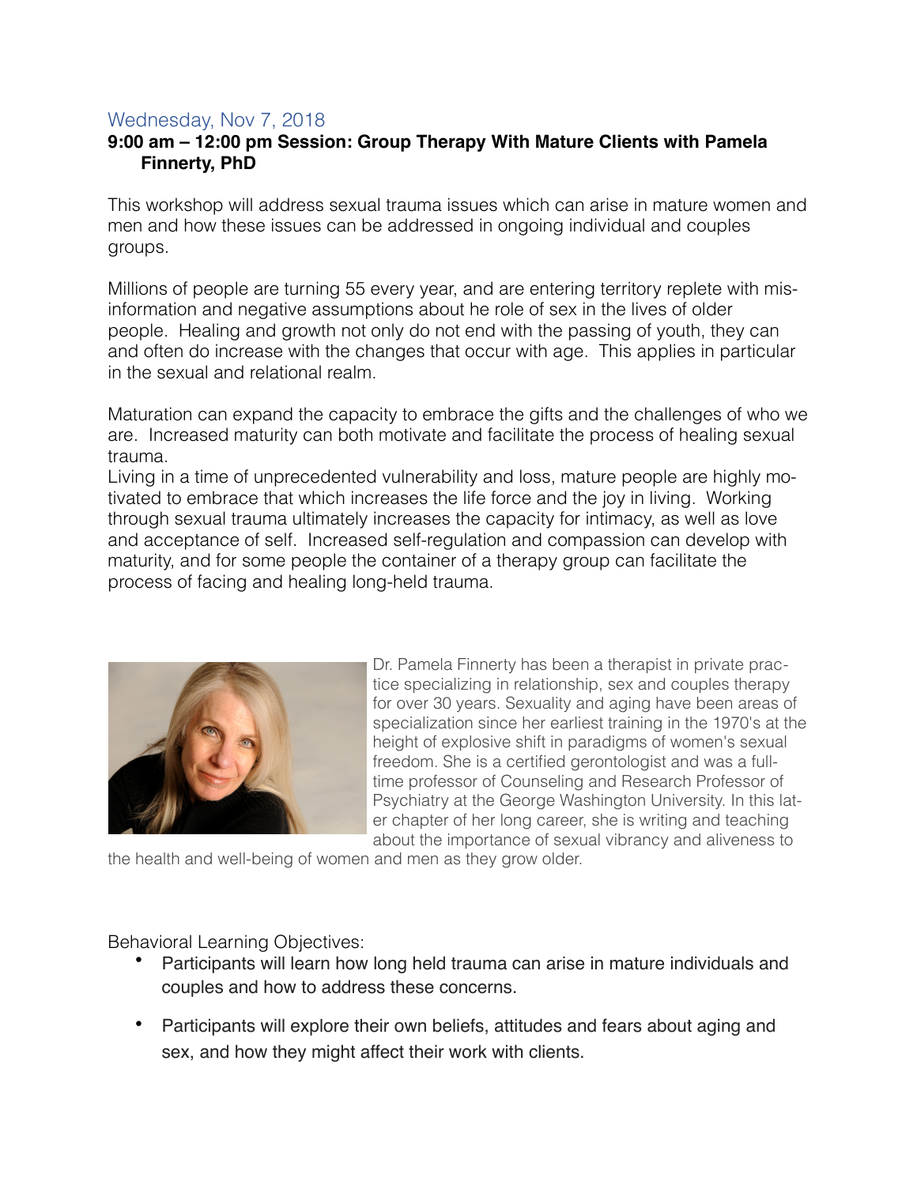Wednesday, Nov 7, 2018

**9:00 am – 12:00 pm Session: Group Therapy With Mature Clients with Pamela Finnerty, PhD**

This workshop will address sexual trauma issues which can arise in mature women and men and how these issues can be addressed in ongoing individual and couples groups.

Millions of people are turning 55 every year, and are entering territory replete with misinformation and negative assumptions about he role of sex in the lives of older people. Healing and growth not only do not end with the passing of youth, they can and often do increase with the changes that occur with age. This applies in particular in the sexual and relational realm.

Maturation can expand the capacity to embrace the gifts and the challenges of who we are. Increased maturity can both motivate and facilitate the process of healing sexual trauma.

Living in a time of unprecedented vulnerability and loss, mature people are highly motivated to embrace that which increases the life force and the joy in living. Working through sexual trauma ultimately increases the capacity for intimacy, as well as love and acceptance of self. Increased self-regulation and compassion can develop with maturity, and for some people the container of a therapy group can facilitate the process of facing and healing long-held trauma.

Dr. Pamela Finnerty has been a therapist in private practice specializing in relationship, sex and couples therapy for over 30 years. Sexuality and aging have been areas of specialization since her earliest training in the 1970's at the height of explosive shift in paradigms of women's sexual freedom. She is a certified gerontologist and was a full-time professor of Counseling and Research Professor of Psychiatry at the George Washington University. In this later chapter of her long career, she is writing and teaching about the importance of sexual vibrancy and aliveness to the health and well-being of women and men as they grow older.

Behavioral Learning Objectives:

- Participants will learn how long held trauma can arise in mature individuals and couples and how to address these concerns.
- Participants will explore their own beliefs, attitudes and fears about aging and sex, and how they might affect their work with clients.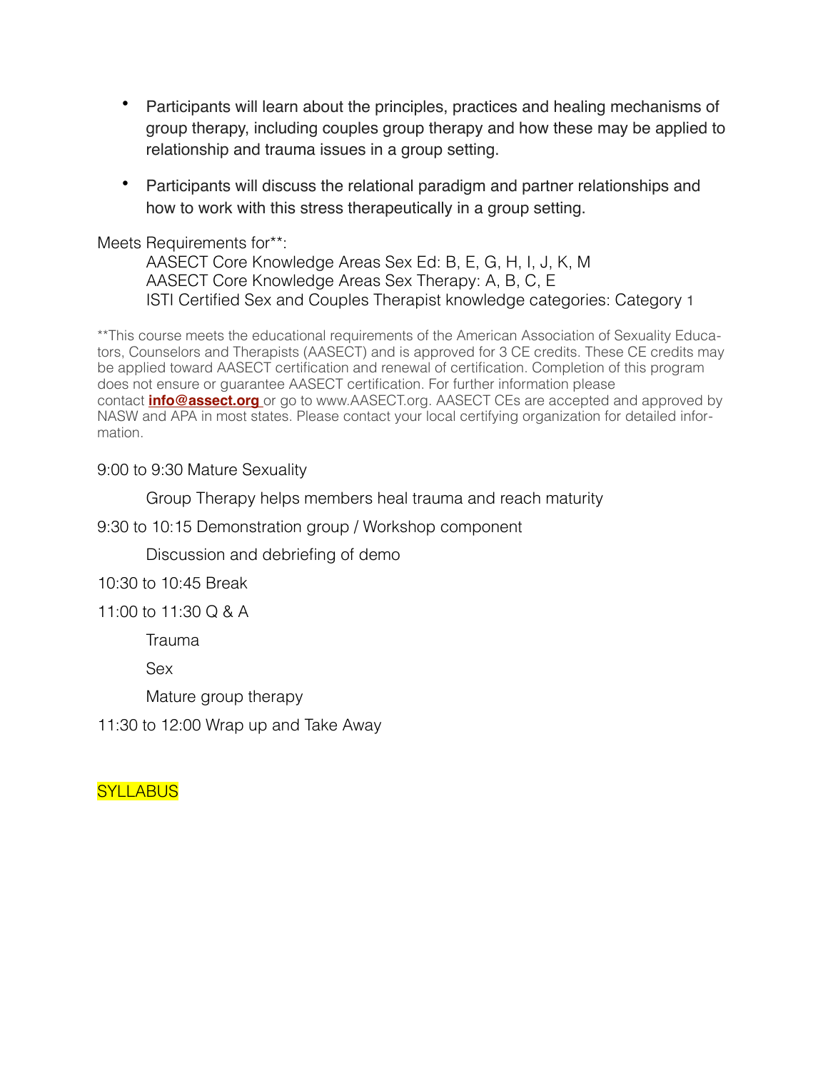- Participants will learn about the principles, practices and healing mechanisms of group therapy, including couples group therapy and how these may be applied to relationship and trauma issues in a group setting.

- Participants will discuss the relational paradigm and partner relationships and how to work with this stress therapeutically in a group setting.

Meets Requirements for**:

AASECT Core Knowledge Areas Sex Ed: B, E, G, H, I, J, K, M
AASECT Core Knowledge Areas Sex Therapy: A, B, C, E
ISTI Certified Sex and Couples Therapist knowledge categories: Category 1

**This course meets the educational requirements of the American Association of Sexuality Educators, Counselors and Therapists (AASECT) and is approved for 3 CE credits. These CE credits may be applied toward AASECT certification and renewal of certification. Completion of this program does not ensure or guarantee AASECT certification. For further information please contact **info@assect.org** or go to www.AASECT.org. AASECT CEs are accepted and approved by NASW and APA in most states. Please contact your local certifying organization for detailed information.

9:00 to 9:30 Mature Sexuality

Group Therapy helps members heal trauma and reach maturity

9:30 to 10:15 Demonstration group / Workshop component

Discussion and debriefing of demo

10:30 to 10:45 Break

11:00 to 11:30 Q & A

Trauma

Sex

Mature group therapy

11:30 to 12:00 Wrap up and Take Away

SYLLABUS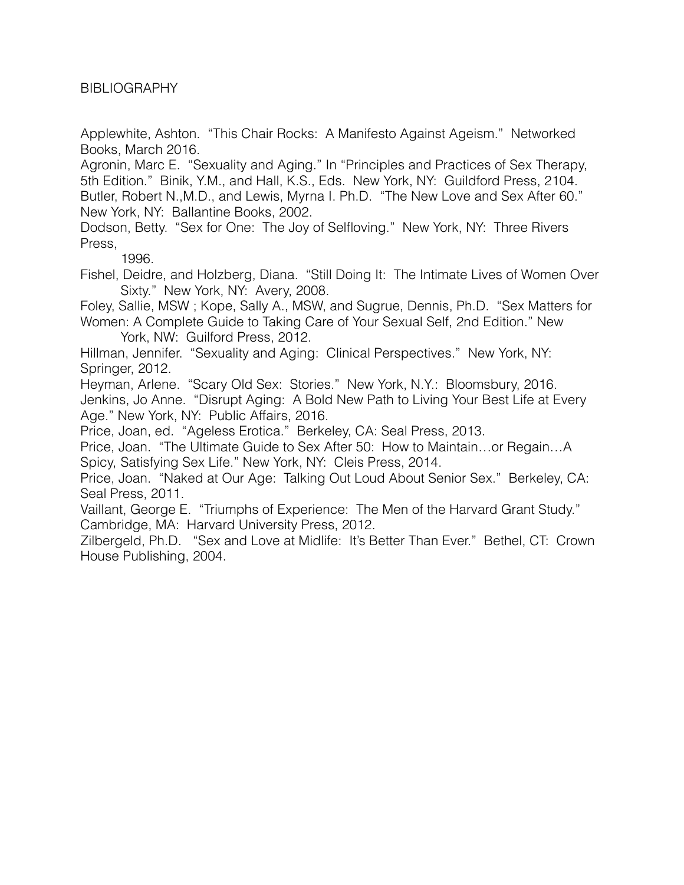BIBLIOGRAPHY

Applewhite, Ashton. "This Chair Rocks: A Manifesto Against Ageism." Networked Books, March 2016.

Agronin, Marc E. "Sexuality and Aging." In "Principles and Practices of Sex Therapy, 5th Edition." Binik, Y.M., and Hall, K.S., Eds. New York, NY: Guildford Press, 2104.

Butler, Robert N.,M.D., and Lewis, Myrna I. Ph.D. "The New Love and Sex After 60." New York, NY: Ballantine Books, 2002.

Dodson, Betty. "Sex for One: The Joy of Selfloving." New York, NY: Three Rivers Press, 1996.

Fishel, Deidre, and Holzberg, Diana. "Still Doing It: The Intimate Lives of Women Over Sixty." New York, NY: Avery, 2008.

Foley, Sallie, MSW ; Kope, Sally A., MSW, and Sugrue, Dennis, Ph.D. "Sex Matters for Women: A Complete Guide to Taking Care of Your Sexual Self, 2nd Edition." New York, NW: Guilford Press, 2012.

Hillman, Jennifer. "Sexuality and Aging: Clinical Perspectives." New York, NY: Springer, 2012.

Heyman, Arlene. "Scary Old Sex: Stories." New York, N.Y.: Bloomsbury, 2016.

Jenkins, Jo Anne. "Disrupt Aging: A Bold New Path to Living Your Best Life at Every Age." New York, NY: Public Affairs, 2016.

Price, Joan, ed. "Ageless Erotica." Berkeley, CA: Seal Press, 2013.

Price, Joan. "The Ultimate Guide to Sex After 50: How to Maintain…or Regain…A Spicy, Satisfying Sex Life." New York, NY: Cleis Press, 2014.

Price, Joan. "Naked at Our Age: Talking Out Loud About Senior Sex." Berkeley, CA: Seal Press, 2011.

Vaillant, George E. "Triumphs of Experience: The Men of the Harvard Grant Study." Cambridge, MA: Harvard University Press, 2012.

Zilbergeld, Ph.D. "Sex and Love at Midlife: It's Better Than Ever." Bethel, CT: Crown House Publishing, 2004.